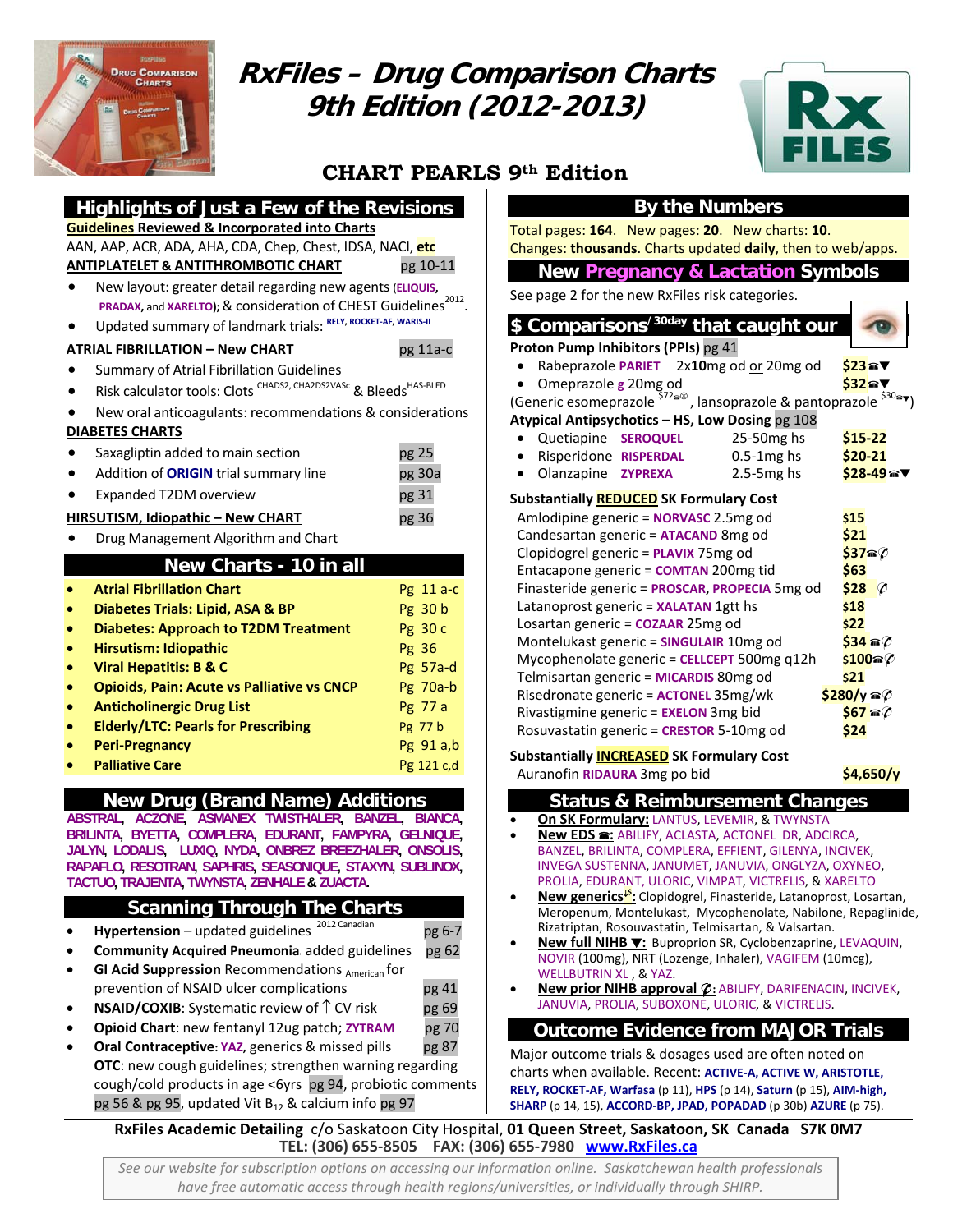# RxFiles – Drug Comparison Charts 9th Edition (2012-2013)

## CHART PEARLS 9th Edition

## Highlights of Just a Few of the Revisions

**Guidelines Reviewed & Incorporated into Charts**

AAN, AAP, ACR, ADA, AHA, CDA, Chep, Chest, IDSA, NACI, **etc**

**ANTIPLATELET & ANTITHROMBOTIC CHART** pg 10-11

- New layout: greater detail regarding new agents (**ELIQUIS**, **PRADAX**, and **XARELTO**); & consideration of CHEST Guidelines[2012].
- Updated summary of landmark trials: RELY, ROCKET-AF, WARIS-II

**ATRIAL FIBRILLATION – New CHART** pg 11a-c

- Summary of Atrial Fibrillation Guidelines
- Risk calculator tools: Clots [CHADS2, CHA2DS2VASc] & Bleeds [HAS-BLED]
- New oral anticoagulants: recommendations & considerations

**DIABETES CHARTS**

- Saxagliptin added to main section pg 25
- Addition of **ORIGIN** trial summary line pg 30a
- Expanded T2DM overview pg 31

**HIRSUTISM, Idiopathic – New CHART** pg 36

- Drug Management Algorithm and Chart

## New Charts - 10 in all

| Chart | Page |
|---|---|
| **Atrial Fibrillation Chart** | Pg 11 a-c |
| **Diabetes Trials: Lipid, ASA & BP** | Pg 30 b |
| **Diabetes: Approach to T2DM Treatment** | Pg 30 c |
| **Hirsutism: Idiopathic** | Pg 36 |
| **Viral Hepatitis: B & C** | Pg 57a-d |
| **Opioids, Pain: Acute vs Palliative vs CNCP** | Pg 70a-b |
| **Anticholinergic Drug List** | Pg 77 a |
| **Elderly/LTC: Pearls for Prescribing** | Pg 77 b |
| **Peri-Pregnancy** | Pg 91 a,b |
| **Palliative Care** | Pg 121 c,d |

## New Drug (Brand Name) Additions

**ABSTRAL, ACZONE, ASMANEX TWISTHALER, BANZEL, BIANCA, BRILINTA, BYETTA, COMPLERA, EDURANT, FAMPYRA, GELNIQUE, JALYN, LODALIS, LUXIQ, NYDA, ONBREZ BREEZHALER, ONSOLIS, RAPAFLO, RESOTRAN, SAPHRIS, SEASONIQUE, STAXYN, SUBLINOX, TACTUO, TRAJENTA, TWYNSTA, ZENHALE & ZUACTA.**

## Scanning Through The Charts

- **Hypertension** – updated guidelines [2012 Canadian] pg 6-7
- **Community Acquired Pneumonia** added guidelines pg 62
- **GI Acid Suppression** Recommendations $_{American}$ for prevention of NSAID ulcer complications pg 41
- **NSAID/COXIB**: Systematic review of ↑ CV risk pg 69
- **Opioid Chart**: new fentanyl 12ug patch; **ZYTRAM** pg 70
- **Oral Contraceptive**: **YAZ**, generics & missed pills pg 87

**OTC**: new cough guidelines; strengthen warning regarding cough/cold products in age <6yrs pg 94, probiotic comments pg 56 & pg 95, updated Vit $B_{12}$ & calcium info pg 97

## By the Numbers

Total pages: **164**. New pages: **20**. New charts: **10**.
Changes: **thousands**. Charts updated **daily**, then to web/apps.

## New Pregnancy & Lactation Symbols

See page 2 for the new RxFiles risk categories.

## $ Comparisons[30day] that caught our eye

**Proton Pump Inhibitors (PPIs)** pg 41

- Rabeprazole **PARIET** 2x**10**mg od or 20mg od **$23**☎▼
- Omeprazole **g** 20mg od **$32**☎▼

(Generic esomeprazole [$72☎⊗], lansoprazole & pantoprazole [$30☎▼])

**Atypical Antipsychotics – HS, Low Dosing** pg 108

- Quetiapine **SEROQUEL** 25-50mg hs **$15-22**
- Risperidone **RISPERDAL** 0.5-1mg hs **$20-21**
- Olanzapine **ZYPREXA** 2.5-5mg hs **$28-49**☎▼

**Substantially REDUCED SK Formulary Cost**

| Drug | Cost |
|---|---|
| Amlodipine generic = **NORVASC** 2.5mg od | **$15** |
| Candesartan generic = **ATACAND** 8mg od | **$21** |
| Clopidogrel generic = **PLAVIX** 75mg od | **$37**☎∅ |
| Entacapone generic = **COMTAN** 200mg tid | **$63** |
| Finasteride generic = **PROSCAR**, **PROPECIA** 5mg od | **$28** ∅ |
| Latanoprost generic = **XALATAN** 1gtt hs | **$18** |
| Losartan generic = **COZAAR** 25mg od | **$22** |
| Montelukast generic = **SINGULAIR** 10mg od | **$34**☎∅ |
| Mycophenolate generic = **CELLCEPT** 500mg q12h | **$100**☎∅ |
| Telmisartan generic = **MICARDIS** 80mg od | **$21** |
| Risedronate generic = **ACTONEL** 35mg/wk | **$280/y**☎∅ |
| Rivastigmine generic = **EXELON** 3mg bid | **$67**☎∅ |
| Rosuvastatin generic = **CRESTOR** 5-10mg od | **$24** |

**Substantially INCREASED SK Formulary Cost**

| Drug | Cost |
|---|---|
| Auranofin **RIDAURA** 3mg po bid | **$4,650/y** |

## Status & Reimbursement Changes

- **On SK Formulary:** LANTUS, LEVEMIR, & TWYNSTA
- **New EDS ☎:** ABILIFY, ACLASTA, ACTONEL DR, ADCIRCA, BANZEL, BRILINTA, COMPLERA, EFFIENT, GILENYA, INCIVEK, INVEGA SUSTENNA, JANUMET, JANUVIA, ONGLYZA, OXYNEO, PROLIA, EDURANT, ULORIC, VIMPAT, VICTRELIS, & XARELTO
- **New generics[↓$]:** Clopidogrel, Finasteride, Latanoprost, Losartan, Meropenum, Montelukast, Mycophenolate, Nabilone, Repaglinide, Rizatriptan, Rosouvastatin, Telmisartan, & Valsartan.
- **New full NIHB ▼:** Buproprion SR, Cyclobenzaprine, LEVAQUIN, NOVIR (100mg), NRT (Lozenge, Inhaler), VAGIFEM (10mcg), WELLBUTRIN XL, & YAZ.
- **New prior NIHB approval ∅:** ABILIFY, DARIFENACIN, INCIVEK, JANUVIA, PROLIA, SUBOXONE, ULORIC, & VICTRELIS.

## Outcome Evidence from MAJOR Trials

Major outcome trials & dosages used are often noted on charts when available. Recent: **ACTIVE-A, ACTIVE W, ARISTOTLE, RELY, ROCKET-AF, Warfasa** (p 11), **HPS** (p 14), **Saturn** (p 15), **AIM-high, SHARP** (p 14, 15), **ACCORD-BP, JPAD, POPADAD** (p 30b) **AZURE** (p 75).

---

**RxFiles Academic Detailing** c/o Saskatoon City Hospital, **01 Queen Street, Saskatoon, SK Canada S7K 0M7**
**TEL: (306) 655-8505 FAX: (306) 655-7980 www.RxFiles.ca**

*See our website for subscription options on accessing our information online. Saskatchewan health professionals have free automatic access through health regions/universities, or individually through SHIRP.*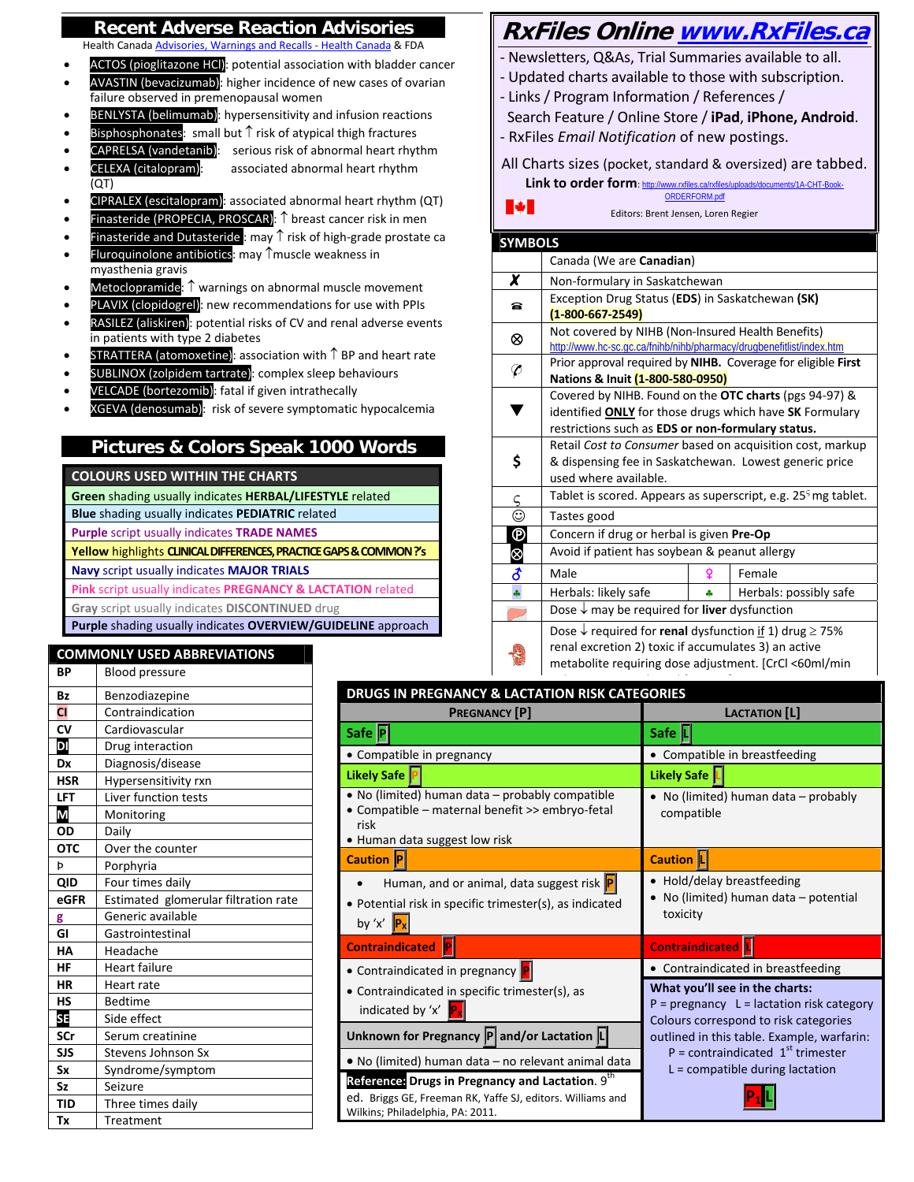## Recent Adverse Reaction Advisories

Health Canada Advisories, Warnings and Recalls - Health Canada & FDA

- ACTOS (pioglitazone HCl): potential association with bladder cancer
- AVASTIN (bevacizumab): higher incidence of new cases of ovarian failure observed in premenopausal women
- BENLYSTA (belimumab): hypersensitivity and infusion reactions
- Bisphosphonates: small but ↑ risk of atypical thigh fractures
- CAPRELSA (vandetanib): serious risk of abnormal heart rhythm
- CELEXA (citalopram): associated abnormal heart rhythm (QT)
- CIPRALEX (escitalopram): associated abnormal heart rhythm (QT)
- Finasteride (PROPECIA, PROSCAR): ↑ breast cancer risk in men
- Finasteride and Dutasteride: may ↑ risk of high-grade prostate ca
- Fluroquinolone antibiotics: may ↑muscle weakness in myasthenia gravis
- Metoclopramide: ↑ warnings on abnormal muscle movement
- PLAVIX (clopidogrel): new recommendations for use with PPIs
- RASILEZ (aliskiren): potential risks of CV and renal adverse events in patients with type 2 diabetes
- STRATTERA (atomoxetine): association with ↑ BP and heart rate
- SUBLINOX (zolpidem tartrate): complex sleep behaviours
- VELCADE (bortezomib): fatal if given intrathecally
- XGEVA (denosumab): risk of severe symptomatic hypocalcemia

## RxFiles Online www.RxFiles.ca

- Newsletters, Q&As, Trial Summaries available to all.
- Updated charts available to those with subscription.
- Links / Program Information / References / Search Feature / Online Store / **iPad, iPhone, Android**.
- RxFiles *Email Notification* of new postings.

All Charts sizes (pocket, standard & oversized) are tabbed.

**Link to order form**: http://www.rxfiles.ca/rxfiles/uploads/documents/1A-CHT-Book-ORDERFORM.pdf

Editors: Brent Jensen, Loren Regier

## Pictures & Colors Speak 1000 Words

| COLOURS USED WITHIN THE CHARTS |
|---|
| **Green** shading usually indicates **HERBAL/LIFESTYLE** related |
| **Blue** shading usually indicates **PEDIATRIC** related |
| **Purple** script usually indicates **TRADE NAMES** |
| **Yellow** highlights **CLINICAL DIFFERENCES, PRACTICE GAPS & COMMON ?'s** |
| **Navy** script usually indicates **MAJOR TRIALS** |
| **Pink** script usually indicates **PREGNANCY & LACTATION** related |
| **Gray** script usually indicates **DISCONTINUED** drug |
| **Purple** shading usually indicates **OVERVIEW/GUIDELINE** approach |

## SYMBOLS

| Symbol | Meaning | | |
|---|---|---|---|
| (flag) | Canada (We are **Canadian**) | | |
| ✗ | Non-formulary in Saskatchewan | | |
| ☎ | Exception Drug Status (**EDS**) in Saskatchewan (**SK**) **(1-800-667-2549)** | | |
| ⊗ | Not covered by NIHB (Non-Insured Health Benefits) http://www.hc-sc.gc.ca/fnihb/nihb/pharmacy/drugbenefitlist/index.htm | | |
| ✆ | Prior approval required by **NIHB.** Coverage for eligible **First Nations & Inuit (1-800-580-0950)** | | |
| ▼ | Covered by NIHB. Found on the **OTC charts** (pgs 94-97) & identified **ONLY** for those drugs which have **SK** Formulary restrictions such as **EDS or non-formulary status.** | | |
| $ | Retail *Cost to Consumer* based on acquisition cost, markup & dispensing fee in Saskatchewan. Lowest generic price used where available. | | |
| ς | Tablet is scored. Appears as superscript, e.g. 25ς mg tablet. | | |
| ☺ | Tastes good | | |
| Ⓟ | Concern if drug or herbal is given **Pre-Op** | | |
| ⊗ | Avoid if patient has soybean & peanut allergy | | |
| ♂ | Male | ♀ | Female |
| ♣ | Herbals: likely safe | ♣ | Herbals: possibly safe |
| (liver) | Dose ↓ may be required for **liver** dysfunction | | |
| (kidney) | Dose ↓ required for **renal** dysfunction if 1) drug ≥ 75% renal excretion 2) toxic if accumulates 3) an active metabolite requiring dose adjustment. [CrCl <60ml/min | | |

## COMMONLY USED ABBREVIATIONS

| | |
|---|---|
| BP | Blood pressure |
| Bz | Benzodiazepine |
| CI | Contraindication |
| CV | Cardiovascular |
| DI | Drug interaction |
| Dx | Diagnosis/disease |
| HSR | Hypersensitivity rxn |
| LFT | Liver function tests |
| M | Monitoring |
| OD | Daily |
| OTC | Over the counter |
| Þ | Porphyria |
| QID | Four times daily |
| eGFR | Estimated glomerular filtration rate |
| g | Generic available |
| GI | Gastrointestinal |
| HA | Headache |
| HF | Heart failure |
| HR | Heart rate |
| HS | Bedtime |
| SE | Side effect |
| SCr | Serum creatinine |
| SJS | Stevens Johnson Sx |
| Sx | Syndrome/symptom |
| Sz | Seizure |
| TID | Three times daily |
| Tx | Treatment |

## DRUGS IN PREGNANCY & LACTATION RISK CATEGORIES

| PREGNANCY [P] | LACTATION [L] |
|---|---|
| **Safe** P | **Safe** L |
| • Compatible in pregnancy | • Compatible in breastfeeding |
| **Likely Safe** P | **Likely Safe** L |
| • No (limited) human data – probably compatible<br>• Compatible – maternal benefit >> embryo-fetal risk<br>• Human data suggest low risk | • No (limited) human data – probably compatible |
| **Caution** P | **Caution** L |
| • Human, and or animal, data suggest risk P<br>• Potential risk in specific trimester(s), as indicated by 'x' Px | • Hold/delay breastfeeding<br>• No (limited) human data – potential toxicity |
| **Contraindicated** P | **Contraindicated** L |
| • Contraindicated in pregnancy P<br>• Contraindicated in specific trimester(s), as indicated by 'x' Px | • Contraindicated in breastfeeding |
| **Unknown for Pregnancy** P **and/or Lactation** L | |
| • No (limited) human data – no relevant animal data | |

**What you'll see in the charts:**
P = pregnancy L = lactation risk category
Colours correspond to risk categories outlined in this table. Example, warfarin:
P = contraindicated 1st trimester
L = compatible during lactation

P1 L

**Reference: Drugs in Pregnancy and Lactation.** 9th ed. Briggs GE, Freeman RK, Yaffe SJ, editors. Williams and Wilkins; Philadelphia, PA: 2011.